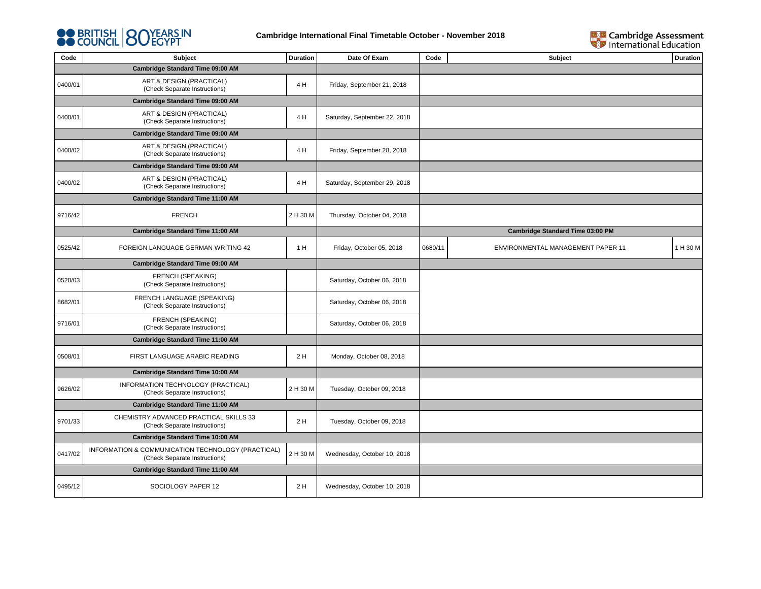# Cambridge International Final Timetable October - November 2018

| Code | Subject | Duration | Date Of Exam | Code | Subject | Duration |
|---|---|---|---|---|---|---|
| | **Cambridge Standard Time 09:00 AM** | | | | | |
| 0400/01 | ART & DESIGN (PRACTICAL) (Check Separate Instructions) | 4 H | Friday, September 21, 2018 | | | |
| | **Cambridge Standard Time 09:00 AM** | | | | | |
| 0400/01 | ART & DESIGN (PRACTICAL) (Check Separate Instructions) | 4 H | Saturday, September 22, 2018 | | | |
| | **Cambridge Standard Time 09:00 AM** | | | | | |
| 0400/02 | ART & DESIGN (PRACTICAL) (Check Separate Instructions) | 4 H | Friday, September 28, 2018 | | | |
| | **Cambridge Standard Time 09:00 AM** | | | | | |
| 0400/02 | ART & DESIGN (PRACTICAL) (Check Separate Instructions) | 4 H | Saturday, September 29, 2018 | | | |
| | **Cambridge Standard Time 11:00 AM** | | | | | |
| 9716/42 | FRENCH | 2 H 30 M | Thursday, October 04, 2018 | | | |
| | **Cambridge Standard Time 11:00 AM** | | | | **Cambridge Standard Time 03:00 PM** | |
| 0525/42 | FOREIGN LANGUAGE GERMAN WRITING 42 | 1 H | Friday, October 05, 2018 | 0680/11 | ENVIRONMENTAL MANAGEMENT PAPER 11 | 1 H 30 M |
| | **Cambridge Standard Time 09:00 AM** | | | | | |
| 0520/03 | FRENCH (SPEAKING) (Check Separate Instructions) | | Saturday, October 06, 2018 | | | |
| 8682/01 | FRENCH LANGUAGE (SPEAKING) (Check Separate Instructions) | | Saturday, October 06, 2018 | | | |
| 9716/01 | FRENCH (SPEAKING) (Check Separate Instructions) | | Saturday, October 06, 2018 | | | |
| | **Cambridge Standard Time 11:00 AM** | | | | | |
| 0508/01 | FIRST LANGUAGE ARABIC READING | 2 H | Monday, October 08, 2018 | | | |
| | **Cambridge Standard Time 10:00 AM** | | | | | |
| 9626/02 | INFORMATION TECHNOLOGY (PRACTICAL) (Check Separate Instructions) | 2 H 30 M | Tuesday, October 09, 2018 | | | |
| | **Cambridge Standard Time 11:00 AM** | | | | | |
| 9701/33 | CHEMISTRY ADVANCED PRACTICAL SKILLS 33 (Check Separate Instructions) | 2 H | Tuesday, October 09, 2018 | | | |
| | **Cambridge Standard Time 10:00 AM** | | | | | |
| 0417/02 | INFORMATION & COMMUNICATION TECHNOLOGY (PRACTICAL) (Check Separate Instructions) | 2 H 30 M | Wednesday, October 10, 2018 | | | |
| | **Cambridge Standard Time 11:00 AM** | | | | | |
| 0495/12 | SOCIOLOGY PAPER 12 | 2 H | Wednesday, October 10, 2018 | | | |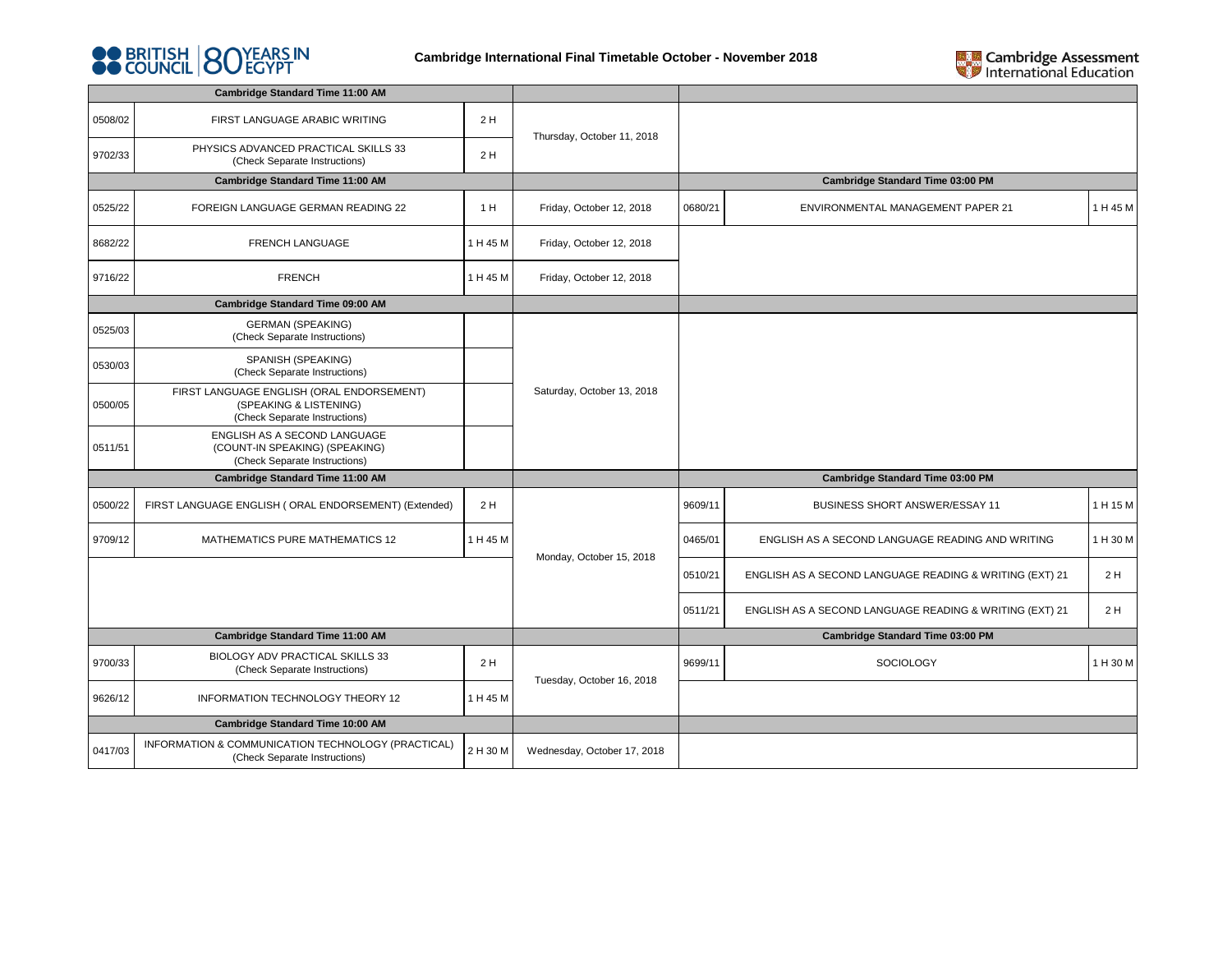# Cambridge International Final Timetable October - November 2018

| Code | Subject | Duration | Date | Code | Subject | Duration |
|---|---|---|---|---|---|---|
| **Cambridge Standard Time 11:00 AM** | | | | | | |
| 0508/02 | FIRST LANGUAGE ARABIC WRITING | 2 H | Thursday, October 11, 2018 | | | |
| 9702/33 | PHYSICS ADVANCED PRACTICAL SKILLS 33 (Check Separate Instructions) | 2 H | Thursday, October 11, 2018 | | | |
| **Cambridge Standard Time 11:00 AM** | | | | **Cambridge Standard Time 03:00 PM** | | |
| 0525/22 | FOREIGN LANGUAGE GERMAN READING 22 | 1 H | Friday, October 12, 2018 | 0680/21 | ENVIRONMENTAL MANAGEMENT PAPER 21 | 1 H 45 M |
| 8682/22 | FRENCH LANGUAGE | 1 H 45 M | Friday, October 12, 2018 | | | |
| 9716/22 | FRENCH | 1 H 45 M | Friday, October 12, 2018 | | | |
| **Cambridge Standard Time 09:00 AM** | | | | | | |
| 0525/03 | GERMAN (SPEAKING) (Check Separate Instructions) | | Saturday, October 13, 2018 | | | |
| 0530/03 | SPANISH (SPEAKING) (Check Separate Instructions) | | Saturday, October 13, 2018 | | | |
| 0500/05 | FIRST LANGUAGE ENGLISH (ORAL ENDORSEMENT) (SPEAKING & LISTENING) (Check Separate Instructions) | | Saturday, October 13, 2018 | | | |
| 0511/51 | ENGLISH AS A SECOND LANGUAGE (COUNT-IN SPEAKING) (SPEAKING) (Check Separate Instructions) | | Saturday, October 13, 2018 | | | |
| **Cambridge Standard Time 11:00 AM** | | | | **Cambridge Standard Time 03:00 PM** | | |
| 0500/22 | FIRST LANGUAGE ENGLISH ( ORAL ENDORSEMENT) (Extended) | 2 H | Monday, October 15, 2018 | 9609/11 | BUSINESS SHORT ANSWER/ESSAY 11 | 1 H 15 M |
| 9709/12 | MATHEMATICS PURE MATHEMATICS 12 | 1 H 45 M | Monday, October 15, 2018 | 0465/01 | ENGLISH AS A SECOND LANGUAGE READING AND WRITING | 1 H 30 M |
| | | | Monday, October 15, 2018 | 0510/21 | ENGLISH AS A SECOND LANGUAGE READING & WRITING (EXT) 21 | 2 H |
| | | | Monday, October 15, 2018 | 0511/21 | ENGLISH AS A SECOND LANGUAGE READING & WRITING (EXT) 21 | 2 H |
| **Cambridge Standard Time 11:00 AM** | | | | **Cambridge Standard Time 03:00 PM** | | |
| 9700/33 | BIOLOGY ADV PRACTICAL SKILLS 33 (Check Separate Instructions) | 2 H | Tuesday, October 16, 2018 | 9699/11 | SOCIOLOGY | 1 H 30 M |
| 9626/12 | INFORMATION TECHNOLOGY THEORY 12 | 1 H 45 M | Tuesday, October 16, 2018 | | | |
| **Cambridge Standard Time 10:00 AM** | | | | | | |
| 0417/03 | INFORMATION & COMMUNICATION TECHNOLOGY (PRACTICAL) (Check Separate Instructions) | 2 H 30 M | Wednesday, October 17, 2018 | | | |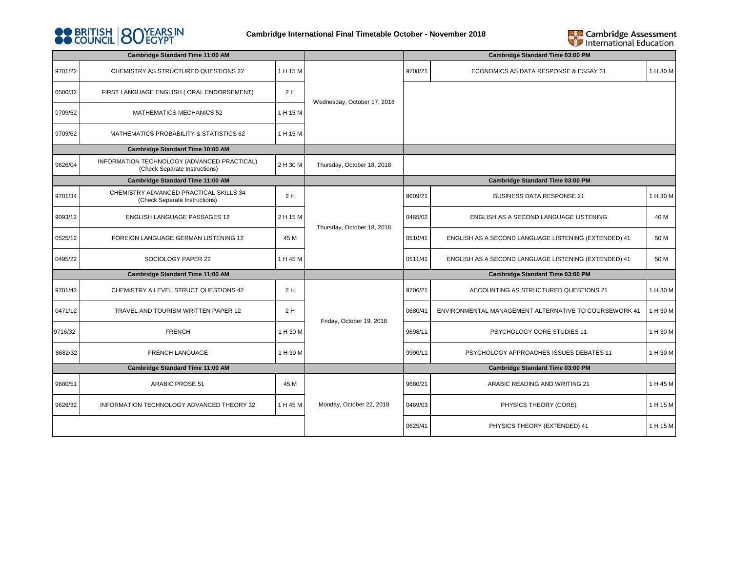**Cambridge International Final Timetable October - November 2018**

| Cambridge Standard Time 11:00 AM | | | | Cambridge Standard Time 03:00 PM | | |
|---|---|---|---|---|---|---|
| 9701/22 | CHEMISTRY AS STRUCTURED QUESTIONS 22 | 1 H 15 M | Wednesday, October 17, 2018 | 9708/21 | ECONOMICS AS DATA RESPONSE & ESSAY 21 | 1 H 30 M |
| 0500/32 | FIRST LANGUAGE ENGLISH ( ORAL ENDORSEMENT) | 2 H | | | | |
| 9709/52 | MATHEMATICS MECHANICS 52 | 1 H 15 M | | | | |
| 9709/62 | MATHEMATICS PROBABILITY & STATISTICS 62 | 1 H 15 M | | | | |
| **Cambridge Standard Time 10:00 AM** | | | | | | |
| 9626/04 | INFORMATION TECHNOLOGY (ADVANCED PRACTICAL) (Check Separate Instructions) | 2 H 30 M | Thursday, October 18, 2018 | | | |
| **Cambridge Standard Time 11:00 AM** | | | | **Cambridge Standard Time 03:00 PM** | | |
| 9701/34 | CHEMISTRY ADVANCED PRACTICAL SKILLS 34 (Check Separate Instructions) | 2 H | Thursday, October 18, 2018 | 9609/21 | BUSINESS DATA RESPONSE 21 | 1 H 30 M |
| 9093/12 | ENGLISH LANGUAGE PASSAGES 12 | 2 H 15 M | | 0465/02 | ENGLISH AS A SECOND LANGUAGE LISTENING | 40 M |
| 0525/12 | FOREIGN LANGUAGE GERMAN LISTENING 12 | 45 M | | 0510/41 | ENGLISH AS A SECOND LANGUAGE LISTENING (EXTENDED) 41 | 50 M |
| 0495/22 | SOCIOLOGY PAPER 22 | 1 H 45 M | | 0511/41 | ENGLISH AS A SECOND LANGUAGE LISTENING (EXTENDED) 41 | 50 M |
| **Cambridge Standard Time 11:00 AM** | | | | **Cambridge Standard Time 03:00 PM** | | |
| 9701/42 | CHEMISTRY A LEVEL STRUCT QUESTIONS 42 | 2 H | Friday, October 19, 2018 | 9706/21 | ACCOUNTING AS STRUCTURED QUESTIONS 21 | 1 H 30 M |
| 0471/12 | TRAVEL AND TOURISM WRITTEN PAPER 12 | 2 H | | 0680/41 | ENVIRONMENTAL MANAGEMENT ALTERNATIVE TO COURSEWORK 41 | 1 H 30 M |
| 9716/32 | FRENCH | 1 H 30 M | | 9698/11 | PSYCHOLOGY CORE STUDIES 11 | 1 H 30 M |
| 8682/32 | FRENCH LANGUAGE | 1 H 30 M | | 9990/11 | PSYCHOLOGY APPROACHES ISSUES DEBATES 11 | 1 H 30 M |
| **Cambridge Standard Time 11:00 AM** | | | | **Cambridge Standard Time 03:00 PM** | | |
| 9680/51 | ARABIC PROSE 51 | 45 M | Monday, October 22, 2018 | 9680/21 | ARABIC READING AND WRITING 21 | 1 H 45 M |
| 9626/32 | INFORMATION TECHNOLOGY ADVANCED THEORY 32 | 1 H 45 M | | 0469/03 | PHYSICS THEORY (CORE) | 1 H 15 M |
| | | | | 0625/41 | PHYSICS THEORY (EXTENDED) 41 | 1 H 15 M |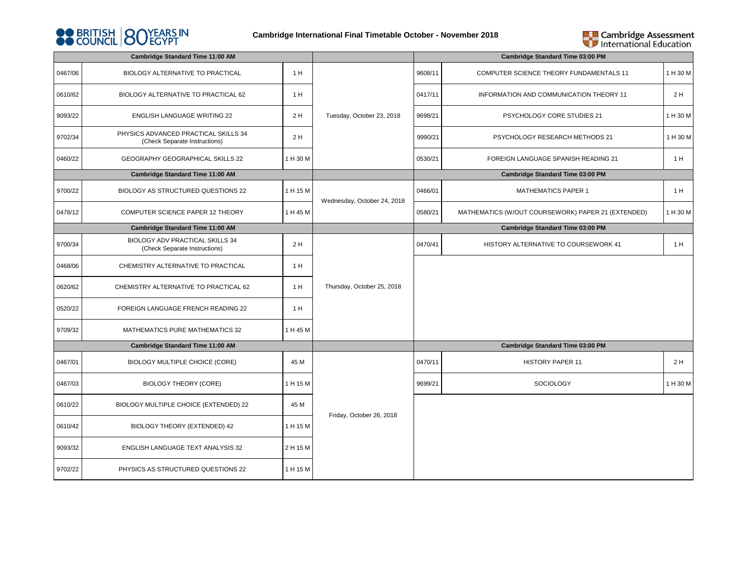**Cambridge International Final Timetable October - November 2018**

| Cambridge Standard Time 11:00 AM | | | | Cambridge Standard Time 03:00 PM | | |
|---|---|---|---|---|---|---|
| 0467/06 | BIOLOGY ALTERNATIVE TO PRACTICAL | 1 H | Tuesday, October 23, 2018 | 9608/11 | COMPUTER SCIENCE THEORY FUNDAMENTALS 11 | 1 H 30 M |
| 0610/62 | BIOLOGY ALTERNATIVE TO PRACTICAL 62 | 1 H | | 0417/11 | INFORMATION AND COMMUNICATION THEORY 11 | 2 H |
| 9093/22 | ENGLISH LANGUAGE WRITING 22 | 2 H | | 9698/21 | PSYCHOLOGY CORE STUDIES 21 | 1 H 30 M |
| 9702/34 | PHYSICS ADVANCED PRACTICAL SKILLS 34 (Check Separate Instructions) | 2 H | | 9990/21 | PSYCHOLOGY RESEARCH METHODS 21 | 1 H 30 M |
| 0460/22 | GEOGRAPHY GEOGRAPHICAL SKILLS 22 | 1 H 30 M | | 0530/21 | FOREIGN LANGUAGE SPANISH READING 21 | 1 H |
| **Cambridge Standard Time 11:00 AM** | | | | **Cambridge Standard Time 03:00 PM** | | |
| 9700/22 | BIOLOGY AS STRUCTURED QUESTIONS 22 | 1 H 15 M | Wednesday, October 24, 2018 | 0466/01 | MATHEMATICS PAPER 1 | 1 H |
| 0478/12 | COMPUTER SCIENCE PAPER 12 THEORY | 1 H 45 M | | 0580/21 | MATHEMATICS (W/OUT COURSEWORK) PAPER 21 (EXTENDED) | 1 H 30 M |
| **Cambridge Standard Time 11:00 AM** | | | | **Cambridge Standard Time 03:00 PM** | | |
| 9700/34 | BIOLOGY ADV PRACTICAL SKILLS 34 (Check Separate Instructions) | 2 H | Thursday, October 25, 2018 | 0470/41 | HISTORY ALTERNATIVE TO COURSEWORK 41 | 1 H |
| 0468/06 | CHEMISTRY ALTERNATIVE TO PRACTICAL | 1 H | | | | |
| 0620/62 | CHEMISTRY ALTERNATIVE TO PRACTICAL 62 | 1 H | | | | |
| 0520/22 | FOREIGN LANGUAGE FRENCH READING 22 | 1 H | | | | |
| 9709/32 | MATHEMATICS PURE MATHEMATICS 32 | 1 H 45 M | | | | |
| **Cambridge Standard Time 11:00 AM** | | | | **Cambridge Standard Time 03:00 PM** | | |
| 0467/01 | BIOLOGY MULTIPLE CHOICE (CORE) | 45 M | Friday, October 26, 2018 | 0470/11 | HISTORY PAPER 11 | 2 H |
| 0467/03 | BIOLOGY THEORY (CORE) | 1 H 15 M | | 9699/21 | SOCIOLOGY | 1 H 30 M |
| 0610/22 | BIOLOGY MULTIPLE CHOICE (EXTENDED) 22 | 45 M | | | | |
| 0610/42 | BIOLOGY THEORY (EXTENDED) 42 | 1 H 15 M | | | | |
| 9093/32 | ENGLISH LANGUAGE TEXT ANALYSIS 32 | 2 H 15 M | | | | |
| 9702/22 | PHYSICS AS STRUCTURED QUESTIONS 22 | 1 H 15 M | | | | |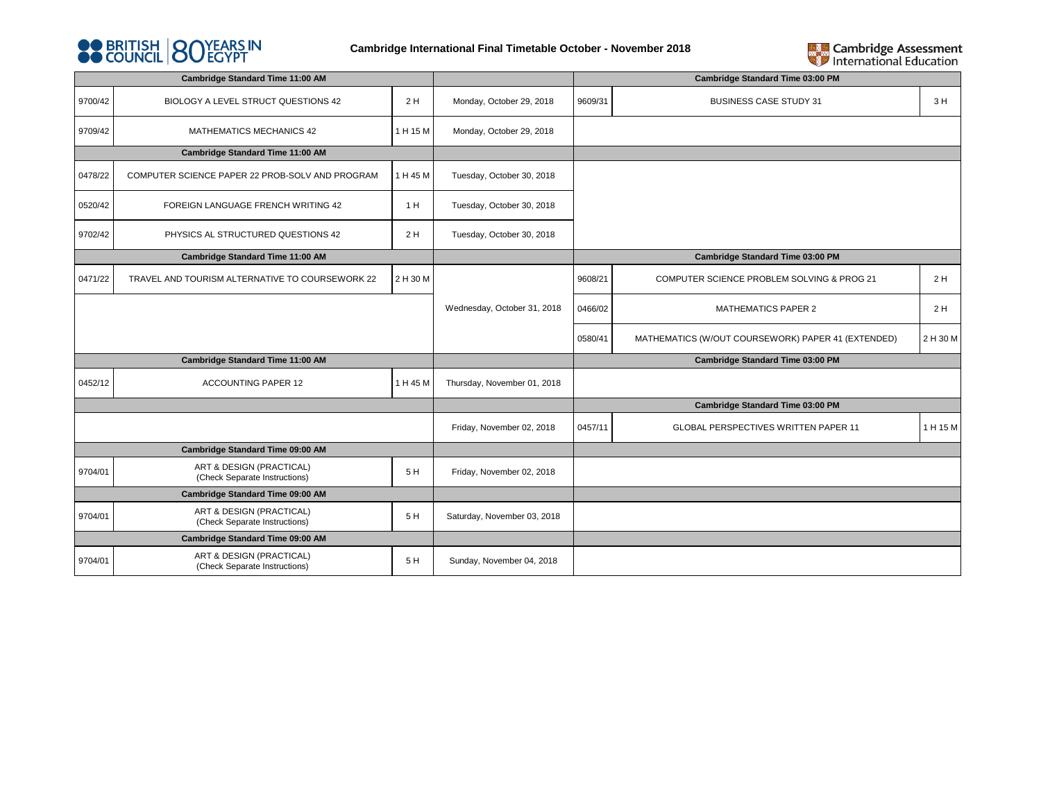# Cambridge International Final Timetable October - November 2018

| Code | Cambridge Standard Time 11:00 AM | Duration | Date | Code | Cambridge Standard Time 03:00 PM | Duration |
|---|---|---|---|---|---|---|
| 9700/42 | BIOLOGY A LEVEL STRUCT QUESTIONS 42 | 2 H | Monday, October 29, 2018 | 9609/31 | BUSINESS CASE STUDY 31 | 3 H |
| 9709/42 | MATHEMATICS MECHANICS 42 | 1 H 15 M | Monday, October 29, 2018 | | | |
| | **Cambridge Standard Time 11:00 AM** | | | | | |
| 0478/22 | COMPUTER SCIENCE PAPER 22 PROB-SOLV AND PROGRAM | 1 H 45 M | Tuesday, October 30, 2018 | | | |
| 0520/42 | FOREIGN LANGUAGE FRENCH WRITING 42 | 1 H | Tuesday, October 30, 2018 | | | |
| 9702/42 | PHYSICS AL STRUCTURED QUESTIONS 42 | 2 H | Tuesday, October 30, 2018 | | | |
| | **Cambridge Standard Time 11:00 AM** | | | | **Cambridge Standard Time 03:00 PM** | |
| 0471/22 | TRAVEL AND TOURISM ALTERNATIVE TO COURSEWORK 22 | 2 H 30 M | Wednesday, October 31, 2018 | 9608/21 | COMPUTER SCIENCE PROBLEM SOLVING & PROG 21 | 2 H |
| | | | Wednesday, October 31, 2018 | 0466/02 | MATHEMATICS PAPER 2 | 2 H |
| | | | Wednesday, October 31, 2018 | 0580/41 | MATHEMATICS (W/OUT COURSEWORK) PAPER 41 (EXTENDED) | 2 H 30 M |
| | **Cambridge Standard Time 11:00 AM** | | | | **Cambridge Standard Time 03:00 PM** | |
| 0452/12 | ACCOUNTING PAPER 12 | 1 H 45 M | Thursday, November 01, 2018 | | | |
| | | | | | **Cambridge Standard Time 03:00 PM** | |
| | | | Friday, November 02, 2018 | 0457/11 | GLOBAL PERSPECTIVES WRITTEN PAPER 11 | 1 H 15 M |
| | **Cambridge Standard Time 09:00 AM** | | | | | |
| 9704/01 | ART & DESIGN (PRACTICAL) (Check Separate Instructions) | 5 H | Friday, November 02, 2018 | | | |
| | **Cambridge Standard Time 09:00 AM** | | | | | |
| 9704/01 | ART & DESIGN (PRACTICAL) (Check Separate Instructions) | 5 H | Saturday, November 03, 2018 | | | |
| | **Cambridge Standard Time 09:00 AM** | | | | | |
| 9704/01 | ART & DESIGN (PRACTICAL) (Check Separate Instructions) | 5 H | Sunday, November 04, 2018 | | | |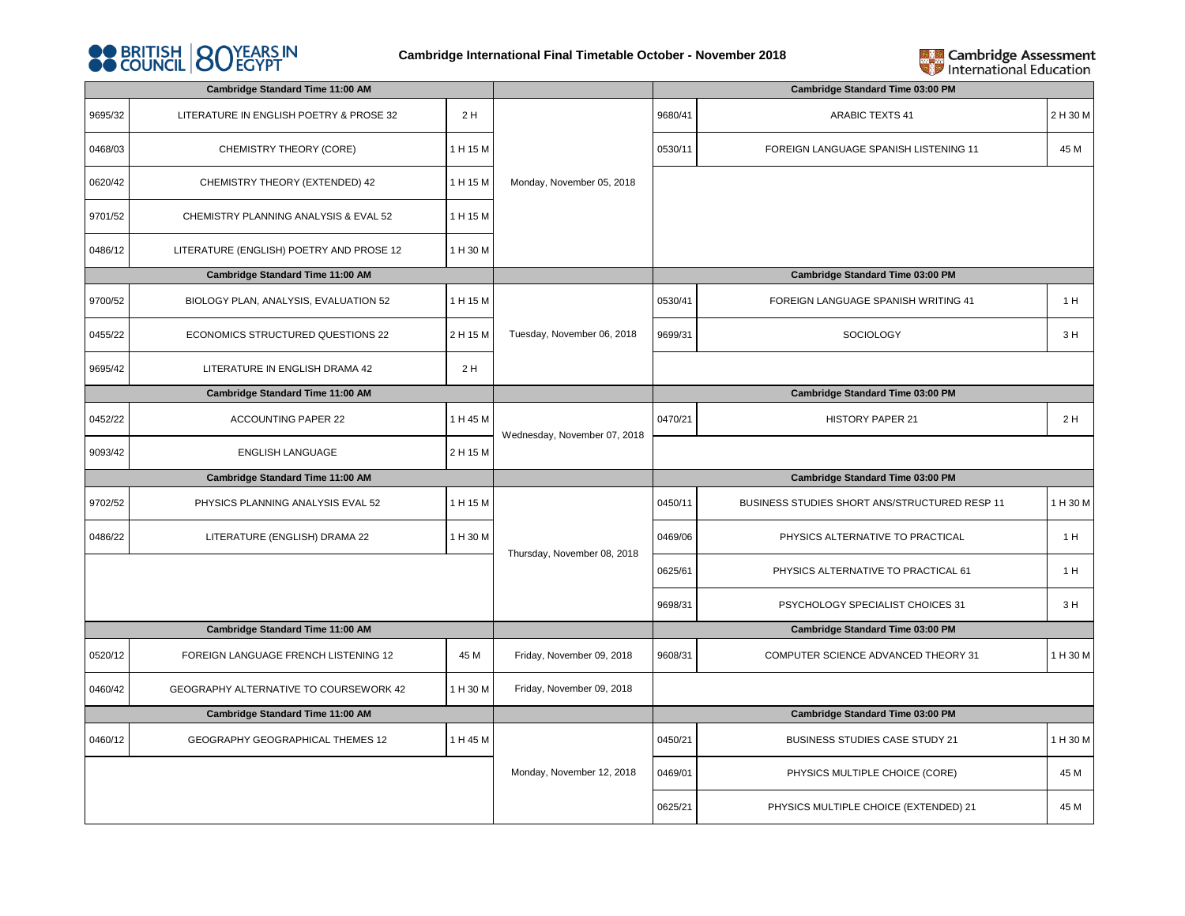**Cambridge International Final Timetable October - November 2018**

| Code | Cambridge Standard Time 11:00 AM | Duration | Date | Code | Cambridge Standard Time 03:00 PM | Duration |
|---|---|---|---|---|---|---|
| 9695/32 | LITERATURE IN ENGLISH POETRY & PROSE 32 | 2 H | Monday, November 05, 2018 | 9680/41 | ARABIC TEXTS 41 | 2 H 30 M |
| 0468/03 | CHEMISTRY THEORY (CORE) | 1 H 15 M | | 0530/11 | FOREIGN LANGUAGE SPANISH LISTENING 11 | 45 M |
| 0620/42 | CHEMISTRY THEORY (EXTENDED) 42 | 1 H 15 M | | | | |
| 9701/52 | CHEMISTRY PLANNING ANALYSIS & EVAL 52 | 1 H 15 M | | | | |
| 0486/12 | LITERATURE (ENGLISH) POETRY AND PROSE 12 | 1 H 30 M | | | | |
| | **Cambridge Standard Time 11:00 AM** | | | | **Cambridge Standard Time 03:00 PM** | |
| 9700/52 | BIOLOGY PLAN, ANALYSIS, EVALUATION 52 | 1 H 15 M | Tuesday, November 06, 2018 | 0530/41 | FOREIGN LANGUAGE SPANISH WRITING 41 | 1 H |
| 0455/22 | ECONOMICS STRUCTURED QUESTIONS 22 | 2 H 15 M | | 9699/31 | SOCIOLOGY | 3 H |
| 9695/42 | LITERATURE IN ENGLISH DRAMA 42 | 2 H | | | | |
| | **Cambridge Standard Time 11:00 AM** | | | | **Cambridge Standard Time 03:00 PM** | |
| 0452/22 | ACCOUNTING PAPER 22 | 1 H 45 M | Wednesday, November 07, 2018 | 0470/21 | HISTORY PAPER 21 | 2 H |
| 9093/42 | ENGLISH LANGUAGE | 2 H 15 M | | | | |
| | **Cambridge Standard Time 11:00 AM** | | | | **Cambridge Standard Time 03:00 PM** | |
| 9702/52 | PHYSICS PLANNING ANALYSIS EVAL 52 | 1 H 15 M | Thursday, November 08, 2018 | 0450/11 | BUSINESS STUDIES SHORT ANS/STRUCTURED RESP 11 | 1 H 30 M |
| 0486/22 | LITERATURE (ENGLISH) DRAMA 22 | 1 H 30 M | | 0469/06 | PHYSICS ALTERNATIVE TO PRACTICAL | 1 H |
| | | | | 0625/61 | PHYSICS ALTERNATIVE TO PRACTICAL 61 | 1 H |
| | | | | 9698/31 | PSYCHOLOGY SPECIALIST CHOICES 31 | 3 H |
| | **Cambridge Standard Time 11:00 AM** | | | | **Cambridge Standard Time 03:00 PM** | |
| 0520/12 | FOREIGN LANGUAGE FRENCH LISTENING 12 | 45 M | Friday, November 09, 2018 | 9608/31 | COMPUTER SCIENCE ADVANCED THEORY 31 | 1 H 30 M |
| 0460/42 | GEOGRAPHY ALTERNATIVE TO COURSEWORK 42 | 1 H 30 M | Friday, November 09, 2018 | | | |
| | **Cambridge Standard Time 11:00 AM** | | | | **Cambridge Standard Time 03:00 PM** | |
| 0460/12 | GEOGRAPHY GEOGRAPHICAL THEMES 12 | 1 H 45 M | Monday, November 12, 2018 | 0450/21 | BUSINESS STUDIES CASE STUDY 21 | 1 H 30 M |
| | | | | 0469/01 | PHYSICS MULTIPLE CHOICE (CORE) | 45 M |
| | | | | 0625/21 | PHYSICS MULTIPLE CHOICE (EXTENDED) 21 | 45 M |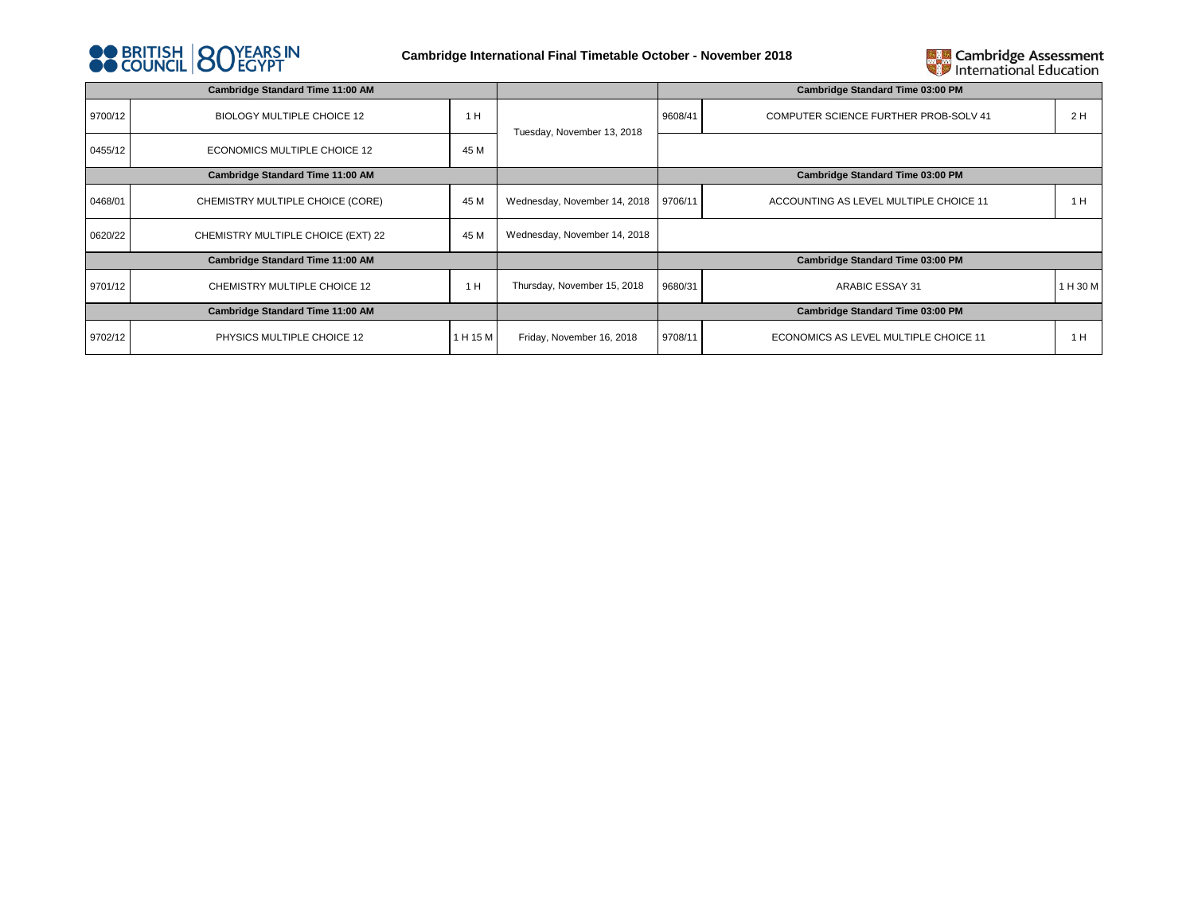**Cambridge International Final Timetable October - November 2018**

| Cambridge Standard Time 11:00 AM | | | | Cambridge Standard Time 03:00 PM | | |
|---|---|---|---|---|---|---|
| 9700/12 | BIOLOGY MULTIPLE CHOICE 12 | 1 H | Tuesday, November 13, 2018 | 9608/41 | COMPUTER SCIENCE FURTHER PROB-SOLV 41 | 2 H |
| 0455/12 | ECONOMICS MULTIPLE CHOICE 12 | 45 M | | | | |
| **Cambridge Standard Time 11:00 AM** | | | | **Cambridge Standard Time 03:00 PM** | | |
| 0468/01 | CHEMISTRY MULTIPLE CHOICE (CORE) | 45 M | Wednesday, November 14, 2018 | 9706/11 | ACCOUNTING AS LEVEL MULTIPLE CHOICE 11 | 1 H |
| 0620/22 | CHEMISTRY MULTIPLE CHOICE (EXT) 22 | 45 M | Wednesday, November 14, 2018 | | | |
| **Cambridge Standard Time 11:00 AM** | | | | **Cambridge Standard Time 03:00 PM** | | |
| 9701/12 | CHEMISTRY MULTIPLE CHOICE 12 | 1 H | Thursday, November 15, 2018 | 9680/31 | ARABIC ESSAY 31 | 1 H 30 M |
| **Cambridge Standard Time 11:00 AM** | | | | **Cambridge Standard Time 03:00 PM** | | |
| 9702/12 | PHYSICS MULTIPLE CHOICE 12 | 1 H 15 M | Friday, November 16, 2018 | 9708/11 | ECONOMICS AS LEVEL MULTIPLE CHOICE 11 | 1 H |